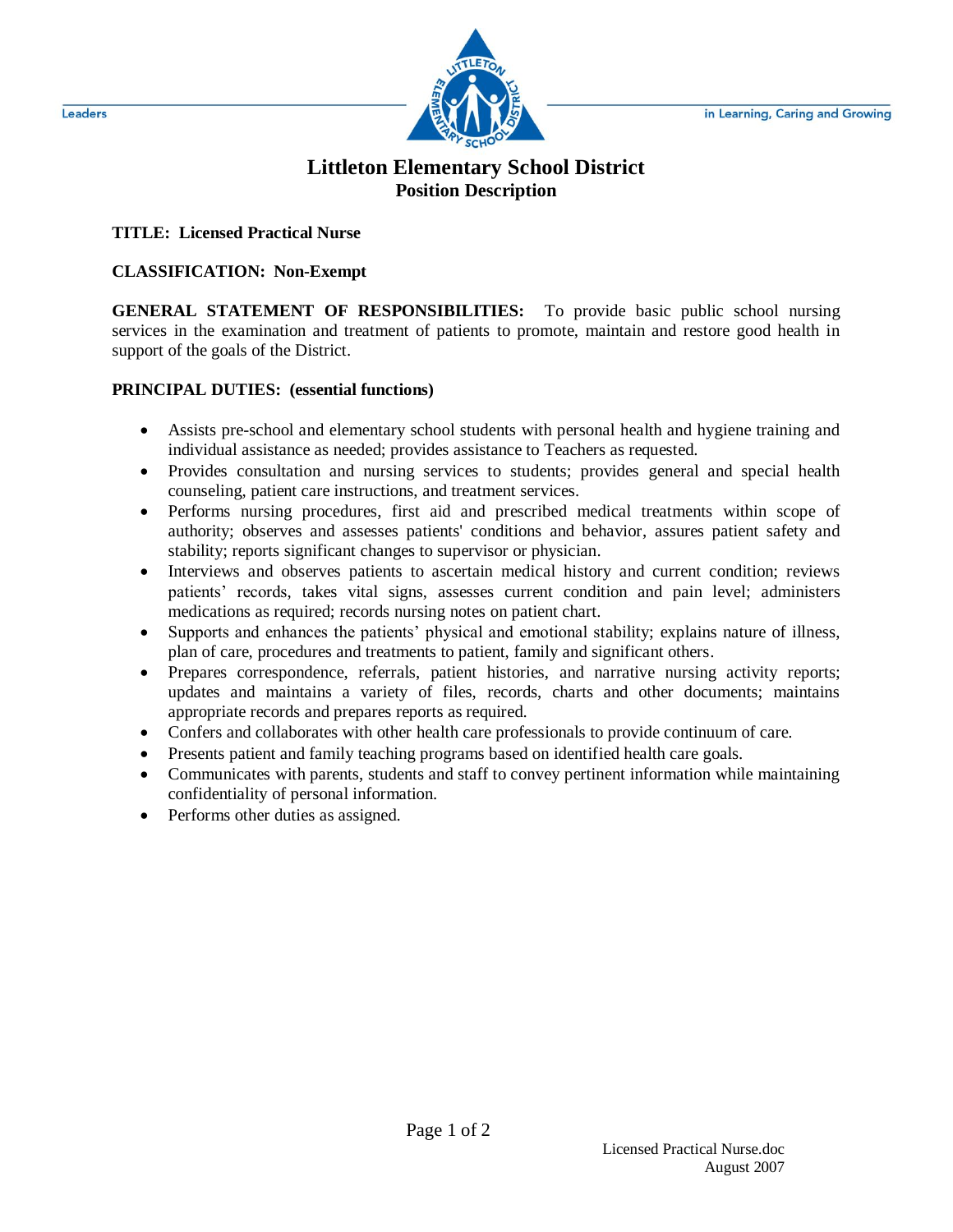Leaders — in Learning, Caring and Growing

# Littleton Elementary School District
## Position Description

**TITLE: Licensed Practical Nurse**

**CLASSIFICATION: Non-Exempt**

**GENERAL STATEMENT OF RESPONSIBILITIES:** To provide basic public school nursing services in the examination and treatment of patients to promote, maintain and restore good health in support of the goals of the District.

**PRINCIPAL DUTIES: (essential functions)**

- Assists pre-school and elementary school students with personal health and hygiene training and individual assistance as needed; provides assistance to Teachers as requested.
- Provides consultation and nursing services to students; provides general and special health counseling, patient care instructions, and treatment services.
- Performs nursing procedures, first aid and prescribed medical treatments within scope of authority; observes and assesses patients' conditions and behavior, assures patient safety and stability; reports significant changes to supervisor or physician.
- Interviews and observes patients to ascertain medical history and current condition; reviews patients' records, takes vital signs, assesses current condition and pain level; administers medications as required; records nursing notes on patient chart.
- Supports and enhances the patients' physical and emotional stability; explains nature of illness, plan of care, procedures and treatments to patient, family and significant others.
- Prepares correspondence, referrals, patient histories, and narrative nursing activity reports; updates and maintains a variety of files, records, charts and other documents; maintains appropriate records and prepares reports as required.
- Confers and collaborates with other health care professionals to provide continuum of care.
- Presents patient and family teaching programs based on identified health care goals.
- Communicates with parents, students and staff to convey pertinent information while maintaining confidentiality of personal information.
- Performs other duties as assigned.

Licensed Practical Nurse.doc
August 2007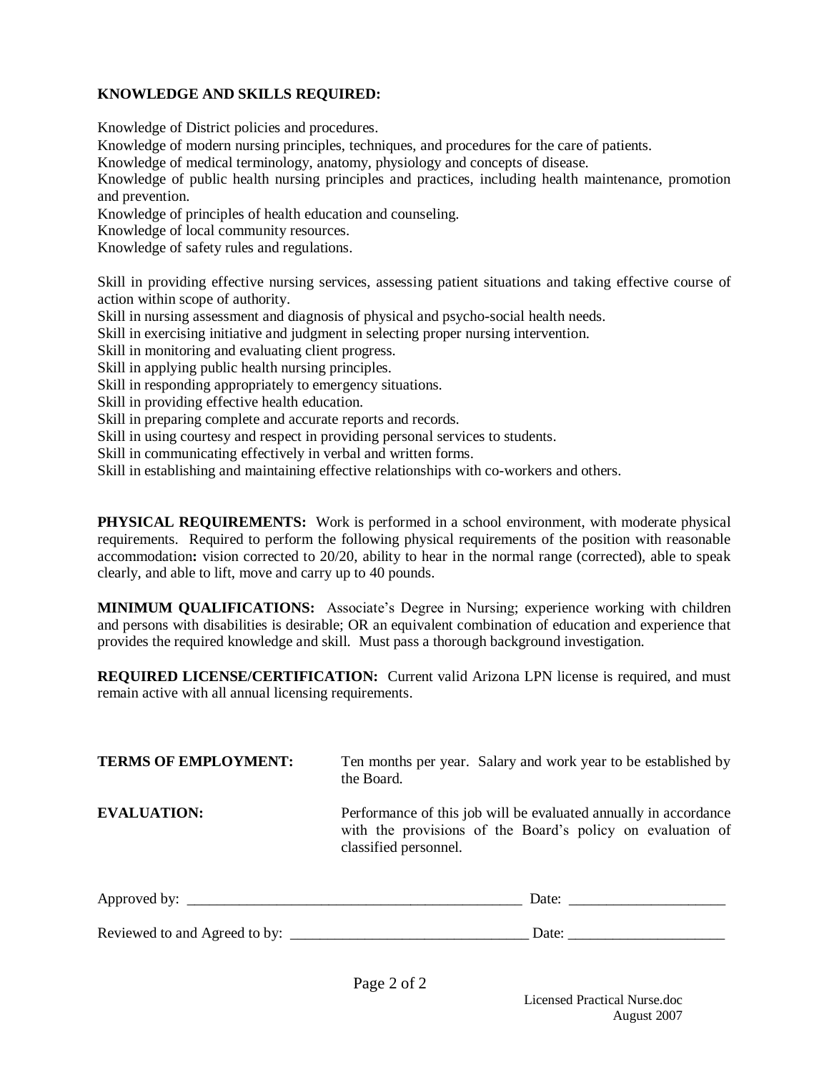**KNOWLEDGE AND SKILLS REQUIRED:**

Knowledge of District policies and procedures.
Knowledge of modern nursing principles, techniques, and procedures for the care of patients.
Knowledge of medical terminology, anatomy, physiology and concepts of disease.
Knowledge of public health nursing principles and practices, including health maintenance, promotion and prevention.
Knowledge of principles of health education and counseling.
Knowledge of local community resources.
Knowledge of safety rules and regulations.

Skill in providing effective nursing services, assessing patient situations and taking effective course of action within scope of authority.
Skill in nursing assessment and diagnosis of physical and psycho-social health needs.
Skill in exercising initiative and judgment in selecting proper nursing intervention.
Skill in monitoring and evaluating client progress.
Skill in applying public health nursing principles.
Skill in responding appropriately to emergency situations.
Skill in providing effective health education.
Skill in preparing complete and accurate reports and records.
Skill in using courtesy and respect in providing personal services to students.
Skill in communicating effectively in verbal and written forms.
Skill in establishing and maintaining effective relationships with co-workers and others.

**PHYSICAL REQUIREMENTS:** Work is performed in a school environment, with moderate physical requirements. Required to perform the following physical requirements of the position with reasonable accommodation**:** vision corrected to 20/20, ability to hear in the normal range (corrected), able to speak clearly, and able to lift, move and carry up to 40 pounds.

**MINIMUM QUALIFICATIONS:** Associate's Degree in Nursing; experience working with children and persons with disabilities is desirable; OR an equivalent combination of education and experience that provides the required knowledge and skill. Must pass a thorough background investigation.

**REQUIRED LICENSE/CERTIFICATION:** Current valid Arizona LPN license is required, and must remain active with all annual licensing requirements.

**TERMS OF EMPLOYMENT:** Ten months per year. Salary and work year to be established by the Board.

**EVALUATION:** Performance of this job will be evaluated annually in accordance with the provisions of the Board's policy on evaluation of classified personnel.

Approved by: _______________________________________________ Date: _____________________

Reviewed to and Agreed to by: ________________________________ Date: _____________________

Licensed Practical Nurse.doc
August 2007